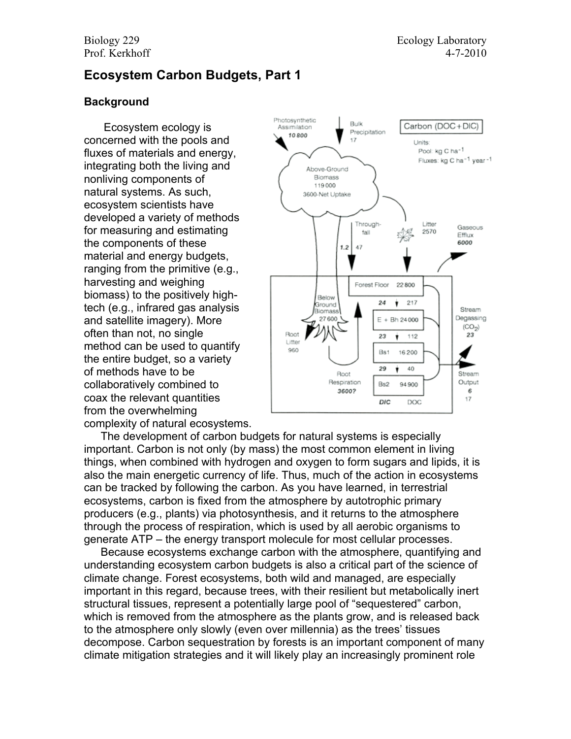Biology 229 — Ecology Laboratory
Prof. Kerkhoff — 4-7-2010

# Ecosystem Carbon Budgets, Part 1

## Background

Ecosystem ecology is concerned with the pools and fluxes of materials and energy, integrating both the living and nonliving components of natural systems. As such, ecosystem scientists have developed a variety of methods for measuring and estimating the components of these material and energy budgets, ranging from the primitive (e.g., harvesting and weighing biomass) to the positively high-tech (e.g., infrared gas analysis and satellite imagery). More often than not, no single method can be used to quantify the entire budget, so a variety of methods have to be collaboratively combined to coax the relevant quantities from the overwhelming complexity of natural ecosystems.

The development of carbon budgets for natural systems is especially important. Carbon is not only (by mass) the most common element in living things, when combined with hydrogen and oxygen to form sugars and lipids, it is also the main energetic currency of life. Thus, much of the action in ecosystems can be tracked by following the carbon. As you have learned, in terrestrial ecosystems, carbon is fixed from the atmosphere by autotrophic primary producers (e.g., plants) via photosynthesis, and it returns to the atmosphere through the process of respiration, which is used by all aerobic organisms to generate ATP – the energy transport molecule for most cellular processes.

Because ecosystems exchange carbon with the atmosphere, quantifying and understanding ecosystem carbon budgets is also a critical part of the science of climate change. Forest ecosystems, both wild and managed, are especially important in this regard, because trees, with their resilient but metabolically inert structural tissues, represent a potentially large pool of "sequestered" carbon, which is removed from the atmosphere as the plants grow, and is released back to the atmosphere only slowly (even over millennia) as the trees' tissues decompose. Carbon sequestration by forests is an important component of many climate mitigation strategies and it will likely play an increasingly prominent role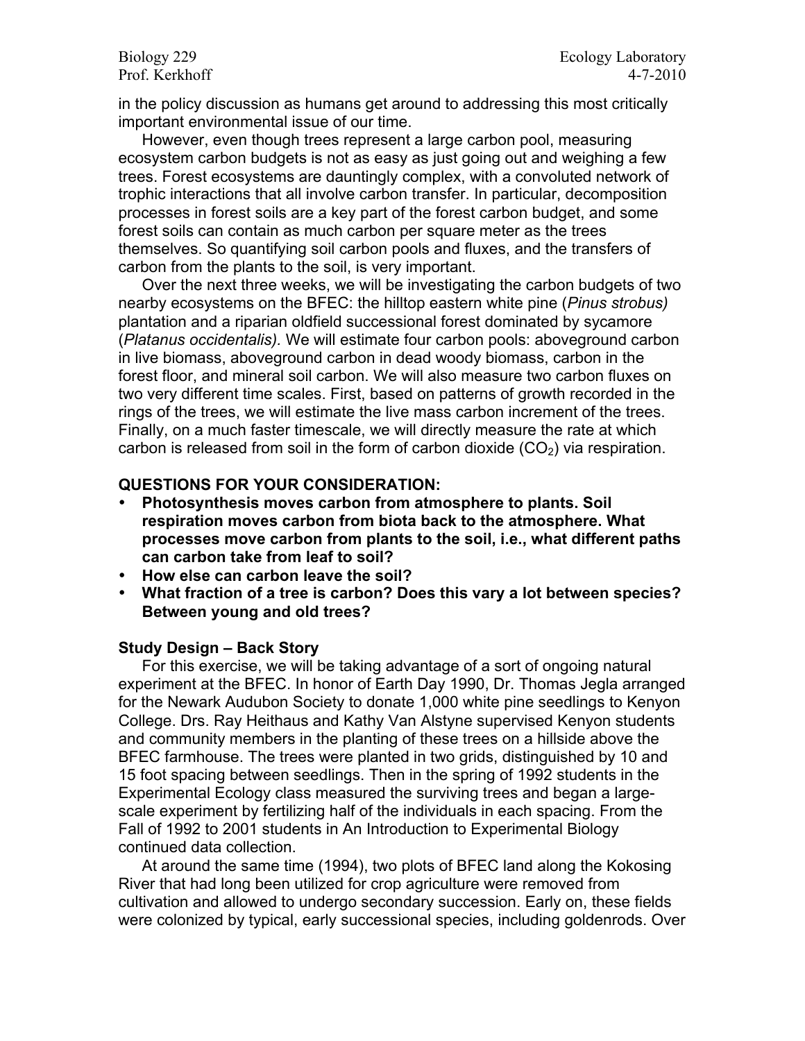in the policy discussion as humans get around to addressing this most critically important environmental issue of our time.

However, even though trees represent a large carbon pool, measuring ecosystem carbon budgets is not as easy as just going out and weighing a few trees. Forest ecosystems are dauntingly complex, with a convoluted network of trophic interactions that all involve carbon transfer. In particular, decomposition processes in forest soils are a key part of the forest carbon budget, and some forest soils can contain as much carbon per square meter as the trees themselves. So quantifying soil carbon pools and fluxes, and the transfers of carbon from the plants to the soil, is very important.

Over the next three weeks, we will be investigating the carbon budgets of two nearby ecosystems on the BFEC: the hilltop eastern white pine (*Pinus strobus)* plantation and a riparian oldfield successional forest dominated by sycamore (*Platanus occidentalis).* We will estimate four carbon pools: aboveground carbon in live biomass, aboveground carbon in dead woody biomass, carbon in the forest floor, and mineral soil carbon. We will also measure two carbon fluxes on two very different time scales. First, based on patterns of growth recorded in the rings of the trees, we will estimate the live mass carbon increment of the trees. Finally, on a much faster timescale, we will directly measure the rate at which carbon is released from soil in the form of carbon dioxide ($CO_2$) via respiration.

**QUESTIONS FOR YOUR CONSIDERATION:**

- **Photosynthesis moves carbon from atmosphere to plants. Soil respiration moves carbon from biota back to the atmosphere. What processes move carbon from plants to the soil, i.e., what different paths can carbon take from leaf to soil?**
- **How else can carbon leave the soil?**
- **What fraction of a tree is carbon? Does this vary a lot between species? Between young and old trees?**

**Study Design – Back Story**

For this exercise, we will be taking advantage of a sort of ongoing natural experiment at the BFEC. In honor of Earth Day 1990, Dr. Thomas Jegla arranged for the Newark Audubon Society to donate 1,000 white pine seedlings to Kenyon College. Drs. Ray Heithaus and Kathy Van Alstyne supervised Kenyon students and community members in the planting of these trees on a hillside above the BFEC farmhouse. The trees were planted in two grids, distinguished by 10 and 15 foot spacing between seedlings. Then in the spring of 1992 students in the Experimental Ecology class measured the surviving trees and began a large-scale experiment by fertilizing half of the individuals in each spacing. From the Fall of 1992 to 2001 students in An Introduction to Experimental Biology continued data collection.

At around the same time (1994), two plots of BFEC land along the Kokosing River that had long been utilized for crop agriculture were removed from cultivation and allowed to undergo secondary succession. Early on, these fields were colonized by typical, early successional species, including goldenrods. Over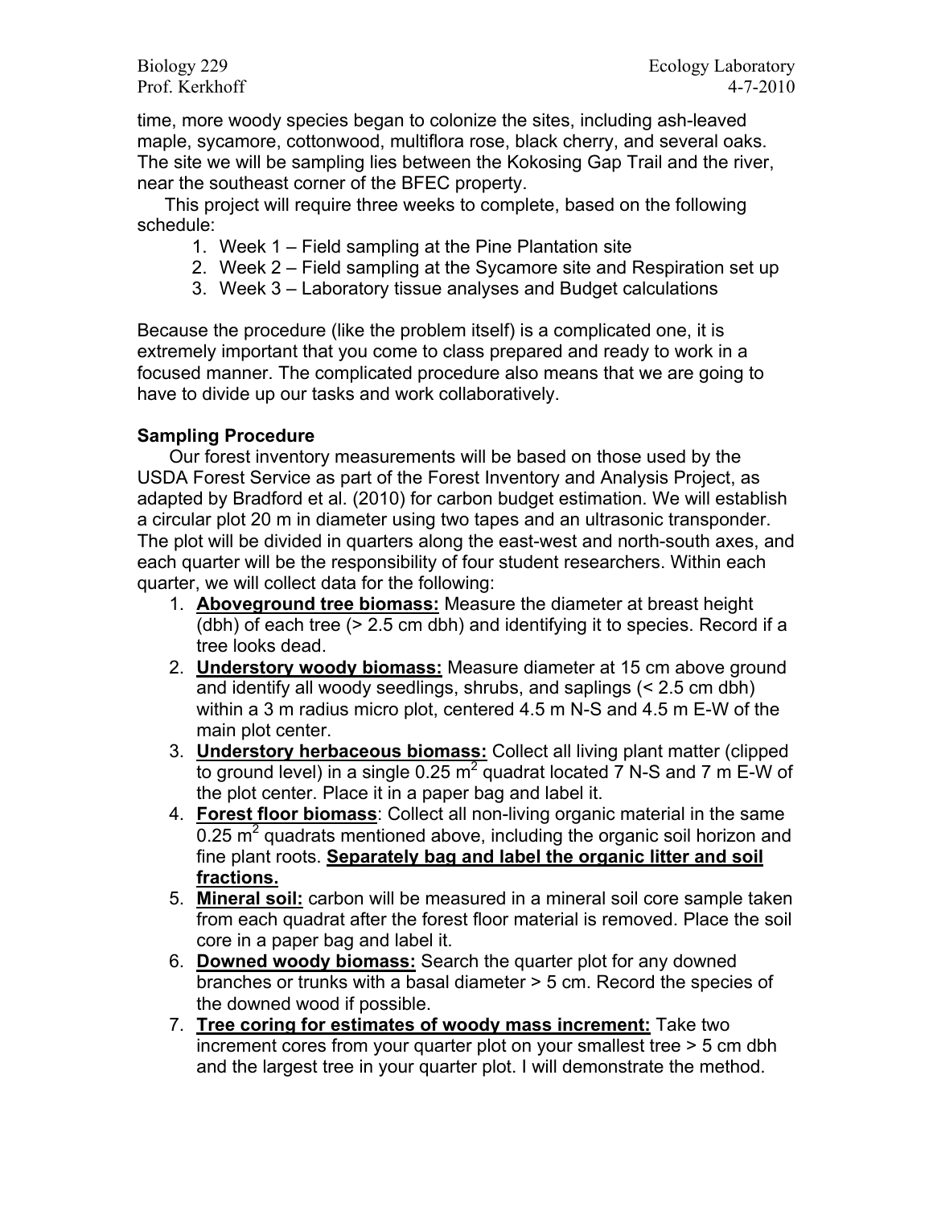time, more woody species began to colonize the sites, including ash-leaved maple, sycamore, cottonwood, multiflora rose, black cherry, and several oaks. The site we will be sampling lies between the Kokosing Gap Trail and the river, near the southeast corner of the BFEC property.

This project will require three weeks to complete, based on the following schedule:

1. Week 1 – Field sampling at the Pine Plantation site
2. Week 2 – Field sampling at the Sycamore site and Respiration set up
3. Week 3 – Laboratory tissue analyses and Budget calculations

Because the procedure (like the problem itself) is a complicated one, it is extremely important that you come to class prepared and ready to work in a focused manner. The complicated procedure also means that we are going to have to divide up our tasks and work collaboratively.

**Sampling Procedure**

Our forest inventory measurements will be based on those used by the USDA Forest Service as part of the Forest Inventory and Analysis Project, as adapted by Bradford et al. (2010) for carbon budget estimation. We will establish a circular plot 20 m in diameter using two tapes and an ultrasonic transponder. The plot will be divided in quarters along the east-west and north-south axes, and each quarter will be the responsibility of four student researchers. Within each quarter, we will collect data for the following:

1. **Aboveground tree biomass:** Measure the diameter at breast height (dbh) of each tree (> 2.5 cm dbh) and identifying it to species. Record if a tree looks dead.
2. **Understory woody biomass:** Measure diameter at 15 cm above ground and identify all woody seedlings, shrubs, and saplings (< 2.5 cm dbh) within a 3 m radius micro plot, centered 4.5 m N-S and 4.5 m E-W of the main plot center.
3. **Understory herbaceous biomass:** Collect all living plant matter (clipped to ground level) in a single 0.25 $m^2$ quadrat located 7 N-S and 7 m E-W of the plot center. Place it in a paper bag and label it.
4. **Forest floor biomass**: Collect all non-living organic material in the same 0.25 $m^2$ quadrats mentioned above, including the organic soil horizon and fine plant roots. **Separately bag and label the organic litter and soil fractions.**
5. **Mineral soil:** carbon will be measured in a mineral soil core sample taken from each quadrat after the forest floor material is removed. Place the soil core in a paper bag and label it.
6. **Downed woody biomass:** Search the quarter plot for any downed branches or trunks with a basal diameter > 5 cm. Record the species of the downed wood if possible.
7. **Tree coring for estimates of woody mass increment:** Take two increment cores from your quarter plot on your smallest tree > 5 cm dbh and the largest tree in your quarter plot. I will demonstrate the method.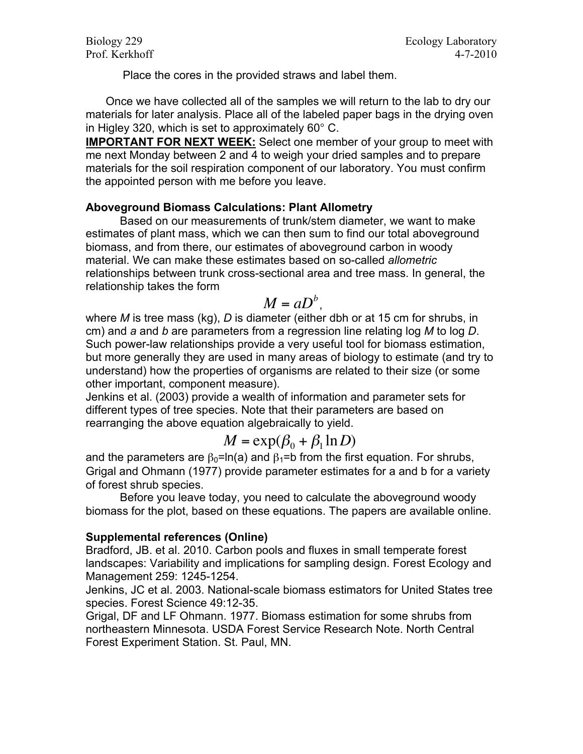Place the cores in the provided straws and label them.

Once we have collected all of the samples we will return to the lab to dry our materials for later analysis. Place all of the labeled paper bags in the drying oven in Higley 320, which is set to approximately 60° C.

**IMPORTANT FOR NEXT WEEK:** Select one member of your group to meet with me next Monday between 2 and 4 to weigh your dried samples and to prepare materials for the soil respiration component of our laboratory. You must confirm the appointed person with me before you leave.

### Aboveground Biomass Calculations: Plant Allometry

Based on our measurements of trunk/stem diameter, we want to make estimates of plant mass, which we can then sum to find our total aboveground biomass, and from there, our estimates of aboveground carbon in woody material. We can make these estimates based on so-called *allometric* relationships between trunk cross-sectional area and tree mass. In general, the relationship takes the form

$$M = aD^b,$$

where *M* is tree mass (kg), *D* is diameter (either dbh or at 15 cm for shrubs, in cm) and *a* and *b* are parameters from a regression line relating log *M* to log *D*. Such power-law relationships provide a very useful tool for biomass estimation, but more generally they are used in many areas of biology to estimate (and try to understand) how the properties of organisms are related to their size (or some other important, component measure).

Jenkins et al. (2003) provide a wealth of information and parameter sets for different types of tree species. Note that their parameters are based on rearranging the above equation algebraically to yield.

$$M = \exp(\beta_0 + \beta_1 \ln D)$$

and the parameters are $\beta_0$=ln(a) and $\beta_1$=b from the first equation. For shrubs, Grigal and Ohmann (1977) provide parameter estimates for a and b for a variety of forest shrub species.

Before you leave today, you need to calculate the aboveground woody biomass for the plot, based on these equations. The papers are available online.

### Supplemental references (Online)

Bradford, JB. et al. 2010. Carbon pools and fluxes in small temperate forest landscapes: Variability and implications for sampling design. Forest Ecology and Management 259: 1245-1254.

Jenkins, JC et al. 2003. National-scale biomass estimators for United States tree species. Forest Science 49:12-35.

Grigal, DF and LF Ohmann. 1977. Biomass estimation for some shrubs from northeastern Minnesota. USDA Forest Service Research Note. North Central Forest Experiment Station. St. Paul, MN.